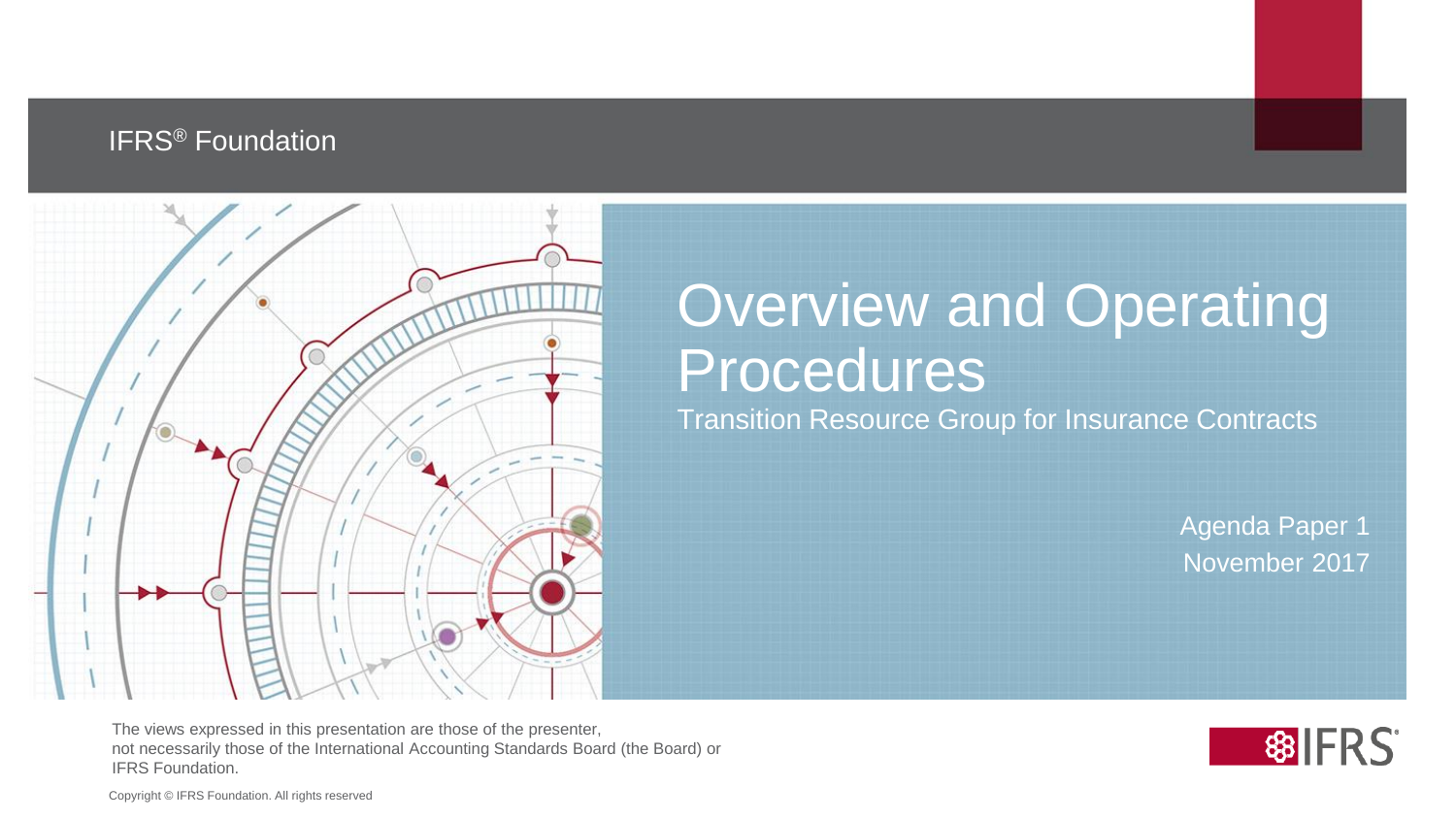IFRS® Foundation

# Overview and Operating Procedures

## Transition Resource Group for Insurance Contracts

Agenda Paper 1

November 2017

The views expressed in this presentation are those of the presenter, not necessarily those of the International Accounting Standards Board (the Board) or IFRS Foundation.

Copyright © IFRS Foundation. All rights reserved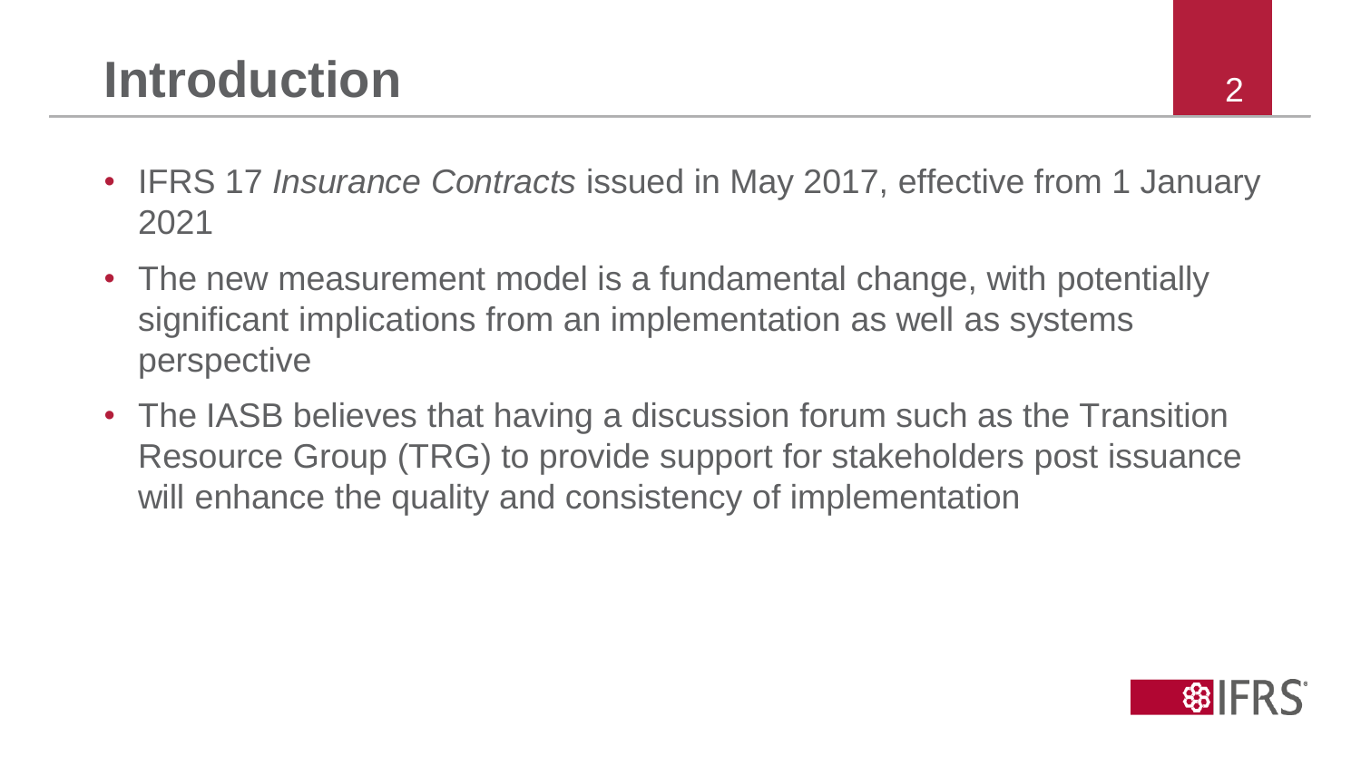# Introduction

- IFRS 17 *Insurance Contracts* issued in May 2017, effective from 1 January 2021
- The new measurement model is a fundamental change, with potentially significant implications from an implementation as well as systems perspective
- The IASB believes that having a discussion forum such as the Transition Resource Group (TRG) to provide support for stakeholders post issuance will enhance the quality and consistency of implementation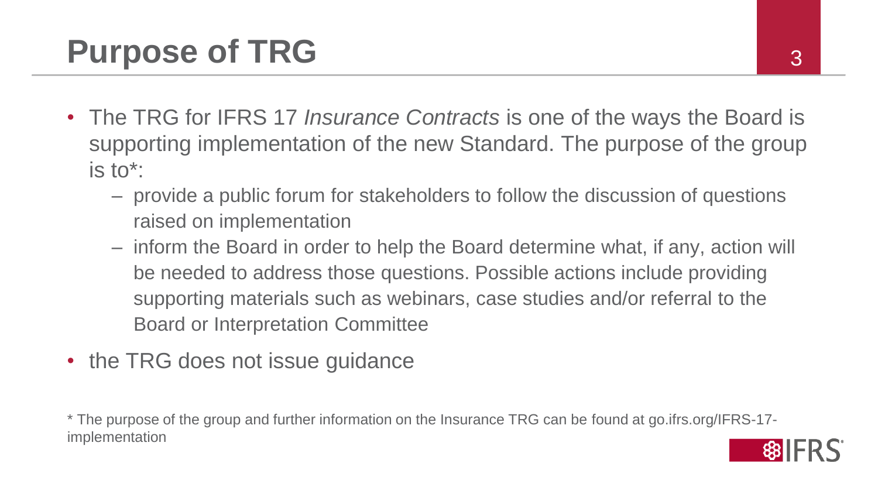# Purpose of TRG

- The TRG for IFRS 17 *Insurance Contracts* is one of the ways the Board is supporting implementation of the new Standard. The purpose of the group is to*:
  - provide a public forum for stakeholders to follow the discussion of questions raised on implementation
  - inform the Board in order to help the Board determine what, if any, action will be needed to address those questions. Possible actions include providing supporting materials such as webinars, case studies and/or referral to the Board or Interpretation Committee
- the TRG does not issue guidance

* The purpose of the group and further information on the Insurance TRG can be found at go.ifrs.org/IFRS-17-implementation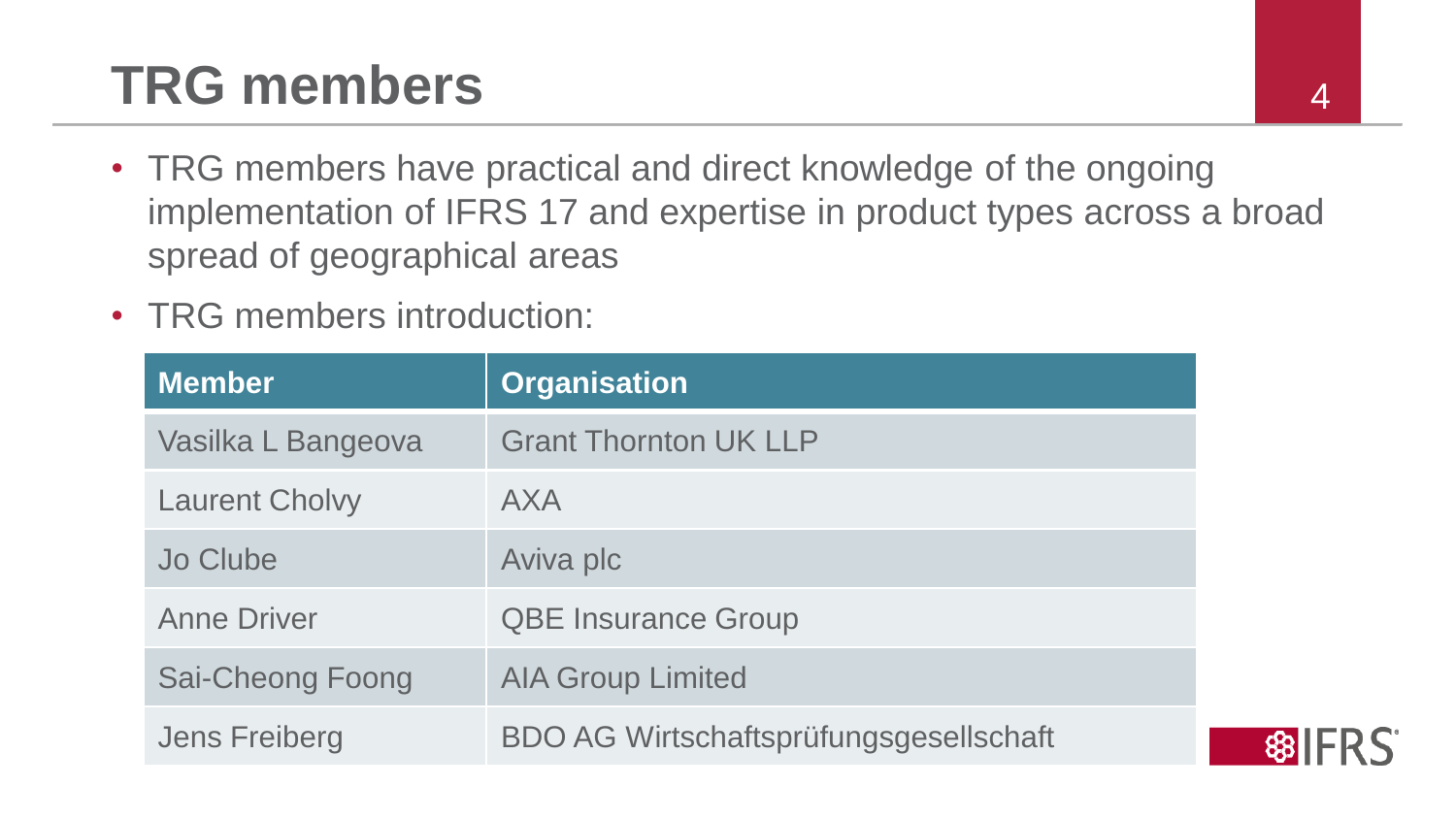# TRG members

- TRG members have practical and direct knowledge of the ongoing implementation of IFRS 17 and expertise in product types across a broad spread of geographical areas
- TRG members introduction:

| Member | Organisation |
| --- | --- |
| Vasilka L Bangeova | Grant Thornton UK LLP |
| Laurent Cholvy | AXA |
| Jo Clube | Aviva plc |
| Anne Driver | QBE Insurance Group |
| Sai-Cheong Foong | AIA Group Limited |
| Jens Freiberg | BDO AG Wirtschaftsprüfungsgesellschaft |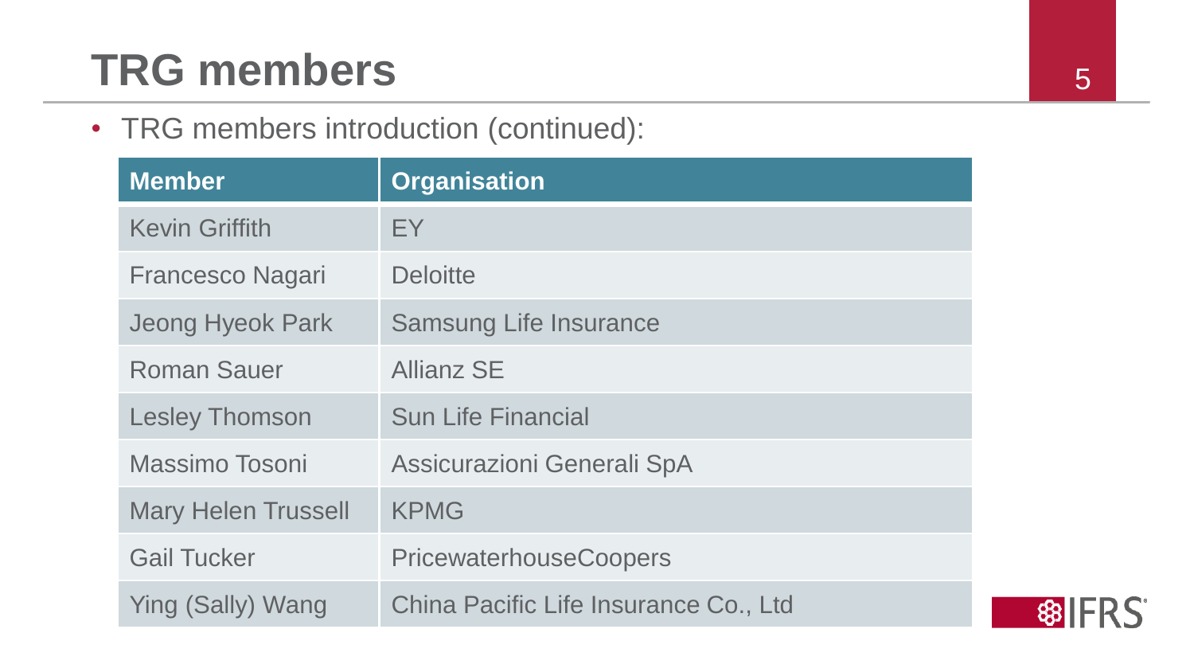# TRG members

- TRG members introduction (continued):

| Member | Organisation |
| --- | --- |
| Kevin Griffith | EY |
| Francesco Nagari | Deloitte |
| Jeong Hyeok Park | Samsung Life Insurance |
| Roman Sauer | Allianz SE |
| Lesley Thomson | Sun Life Financial |
| Massimo Tosoni | Assicurazioni Generali SpA |
| Mary Helen Trussell | KPMG |
| Gail Tucker | PricewaterhouseCoopers |
| Ying (Sally) Wang | China Pacific Life Insurance Co., Ltd |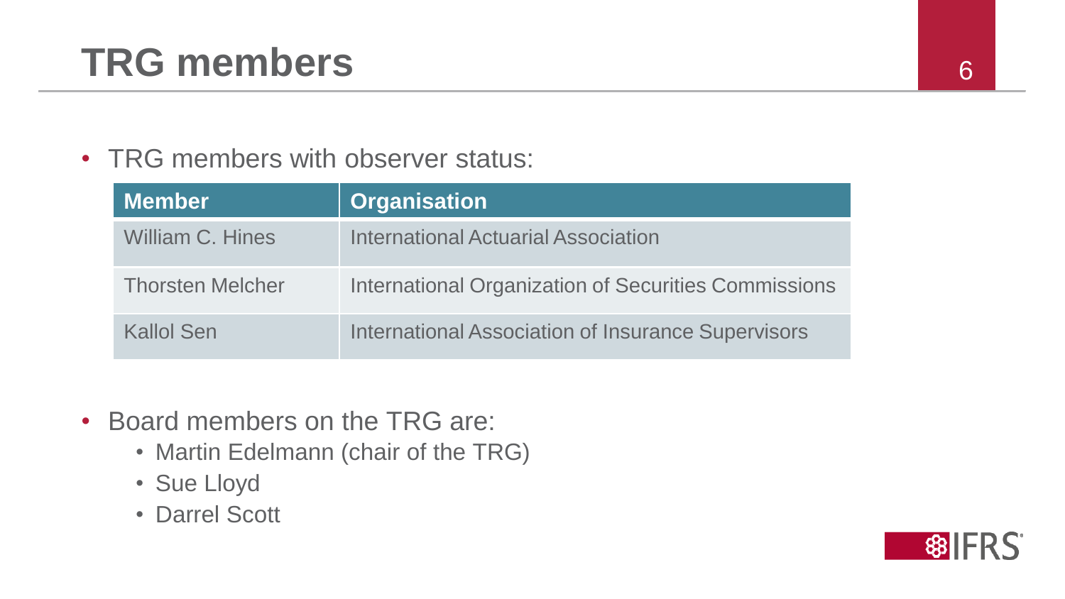# TRG members

- TRG members with observer status:

| Member | Organisation |
|---|---|
| William C. Hines | International Actuarial Association |
| Thorsten Melcher | International Organization of Securities Commissions |
| Kallol Sen | International Association of Insurance Supervisors |

- Board members on the TRG are:
  - Martin Edelmann (chair of the TRG)
  - Sue Lloyd
  - Darrel Scott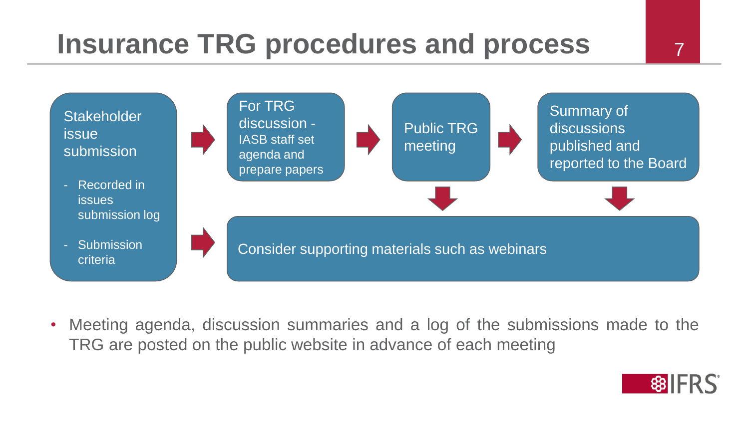# Insurance TRG procedures and process

- **Stakeholder issue submission**
  - Recorded in issues submission log
  - Submission criteria
- **For TRG discussion** - IASB staff set agenda and prepare papers
- **Public TRG meeting**
- **Summary of discussions published and reported to the Board**
- **Consider supporting materials such as webinars**

Meeting agenda, discussion summaries and a log of the submissions made to the TRG are posted on the public website in advance of each meeting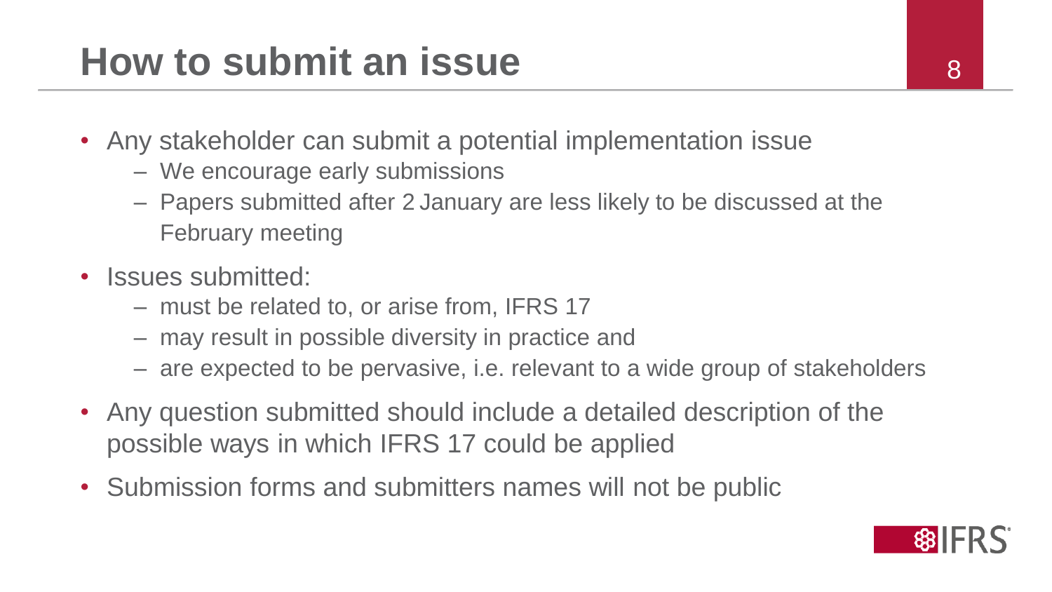# How to submit an issue

- Any stakeholder can submit a potential implementation issue
  - We encourage early submissions
  - Papers submitted after 2 January are less likely to be discussed at the February meeting
- Issues submitted:
  - must be related to, or arise from, IFRS 17
  - may result in possible diversity in practice and
  - are expected to be pervasive, i.e. relevant to a wide group of stakeholders
- Any question submitted should include a detailed description of the possible ways in which IFRS 17 could be applied
- Submission forms and submitters names will not be public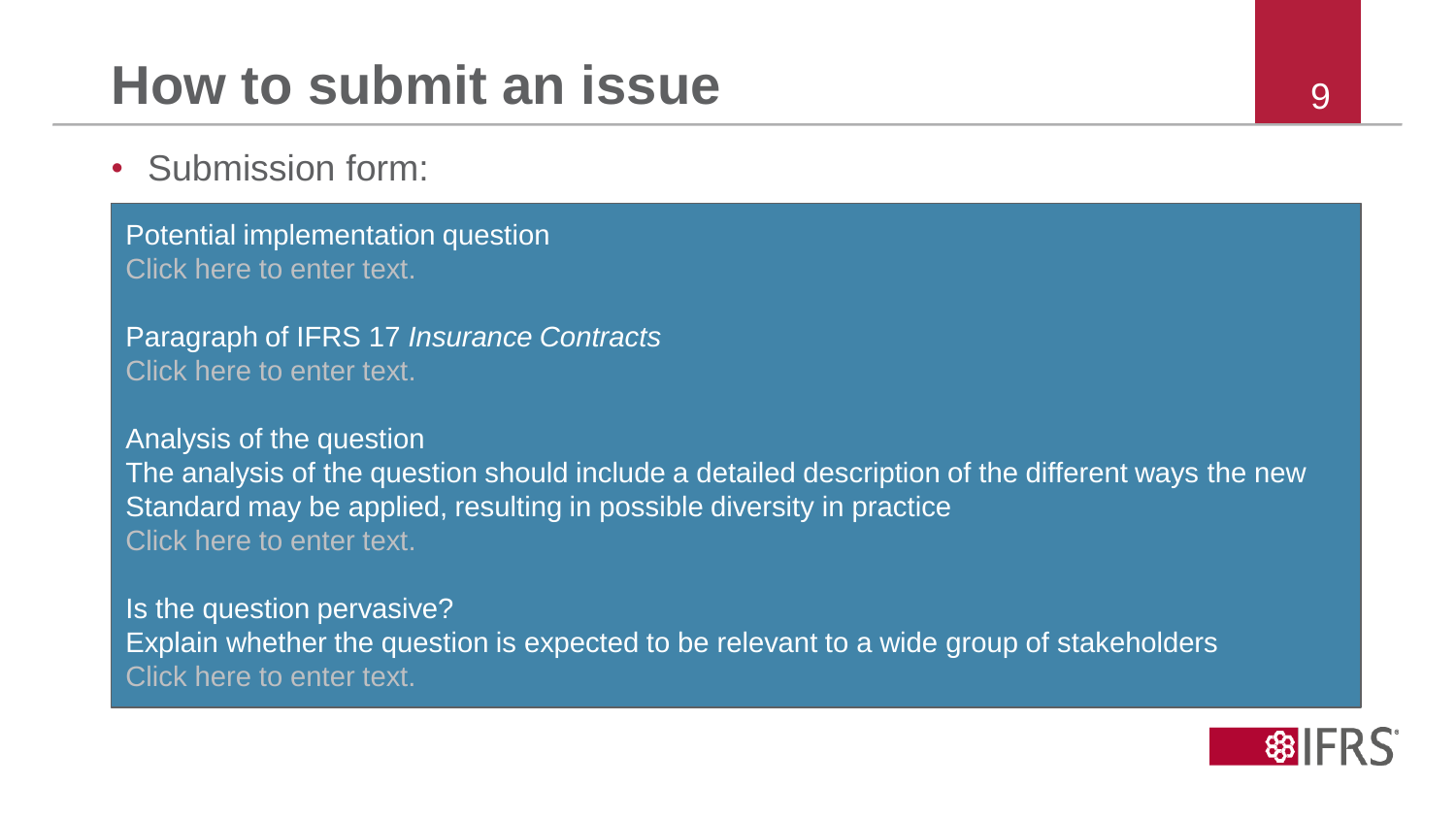# How to submit an issue

- Submission form:

Potential implementation question
Click here to enter text.

Paragraph of IFRS 17 *Insurance Contracts*
Click here to enter text.

Analysis of the question
The analysis of the question should include a detailed description of the different ways the new Standard may be applied, resulting in possible diversity in practice
Click here to enter text.

Is the question pervasive?
Explain whether the question is expected to be relevant to a wide group of stakeholders
Click here to enter text.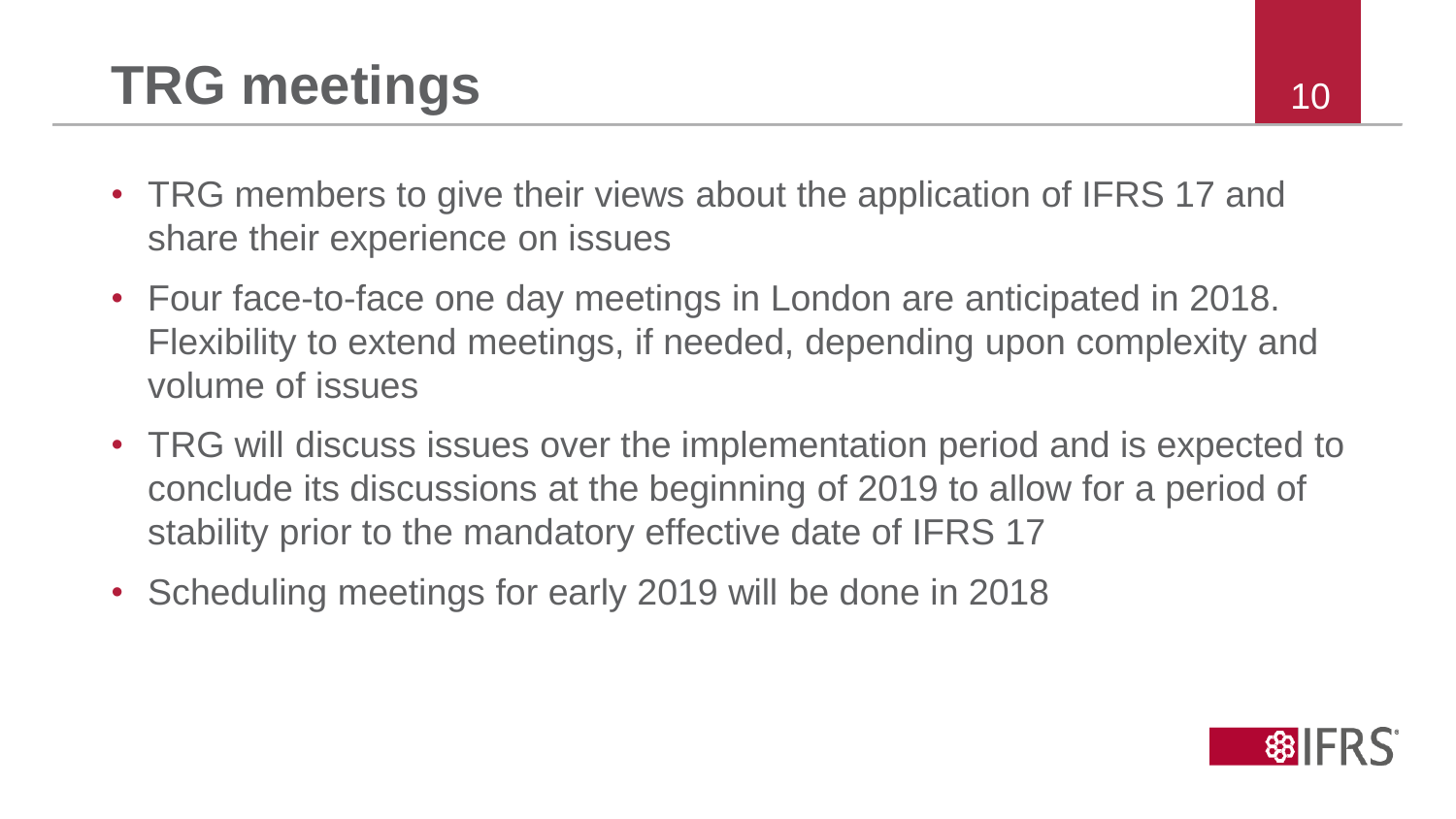# TRG meetings

- TRG members to give their views about the application of IFRS 17 and share their experience on issues
- Four face-to-face one day meetings in London are anticipated in 2018. Flexibility to extend meetings, if needed, depending upon complexity and volume of issues
- TRG will discuss issues over the implementation period and is expected to conclude its discussions at the beginning of 2019 to allow for a period of stability prior to the mandatory effective date of IFRS 17
- Scheduling meetings for early 2019 will be done in 2018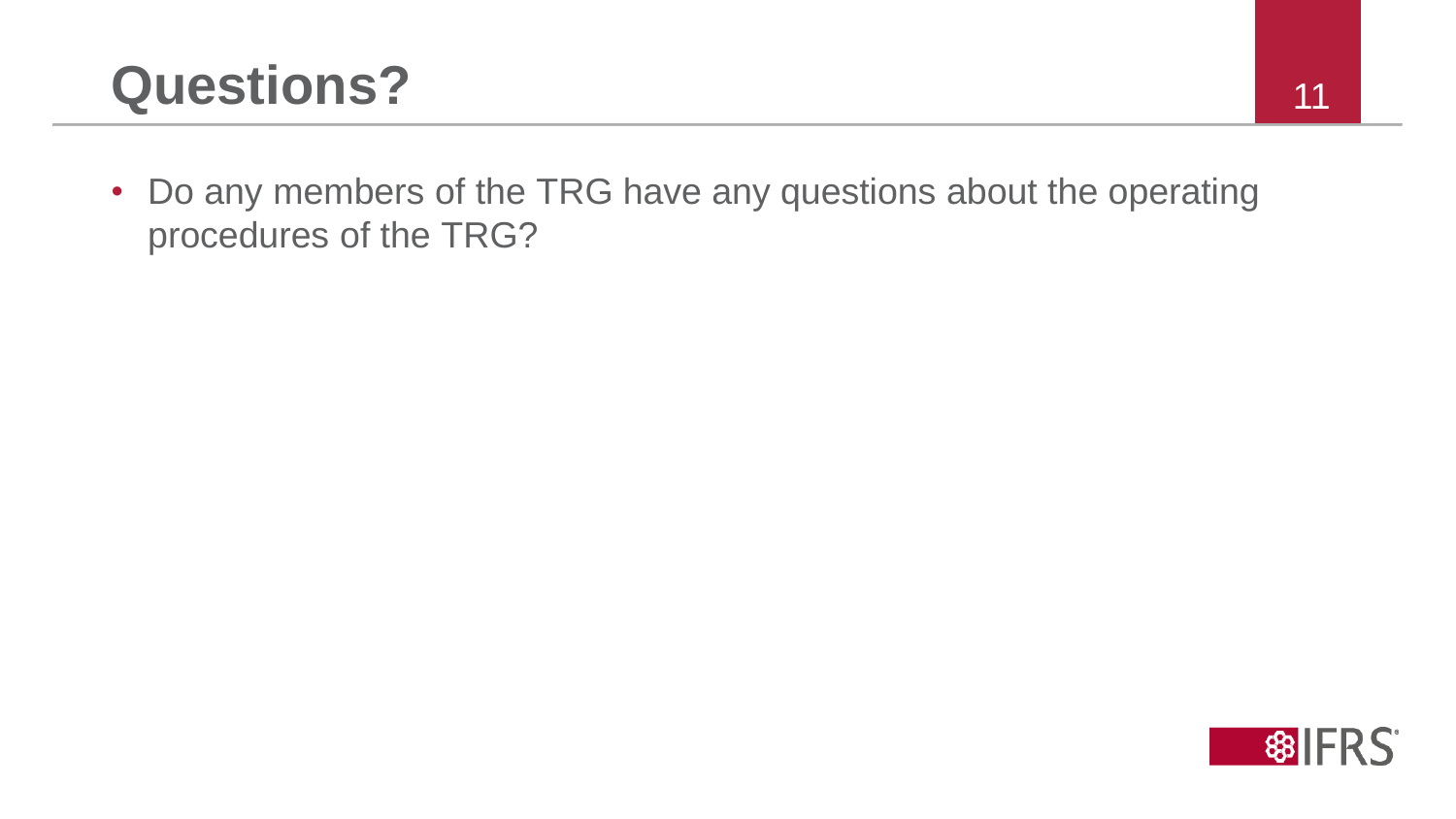# Questions?

- Do any members of the TRG have any questions about the operating procedures of the TRG?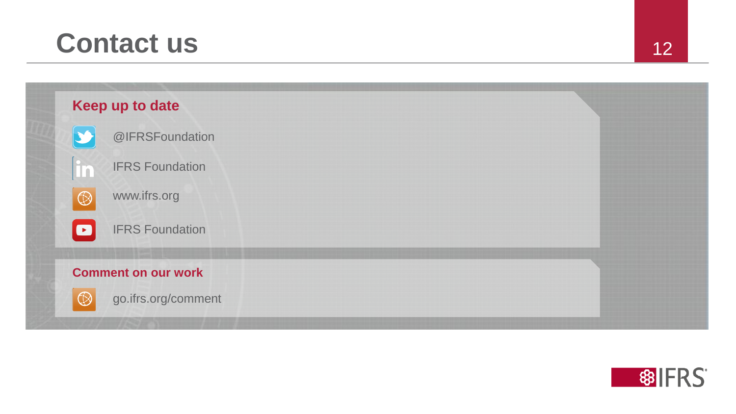# Contact us

## Keep up to date

@IFRSFoundation

IFRS Foundation

www.ifrs.org

IFRS Foundation

## Comment on our work

go.ifrs.org/comment